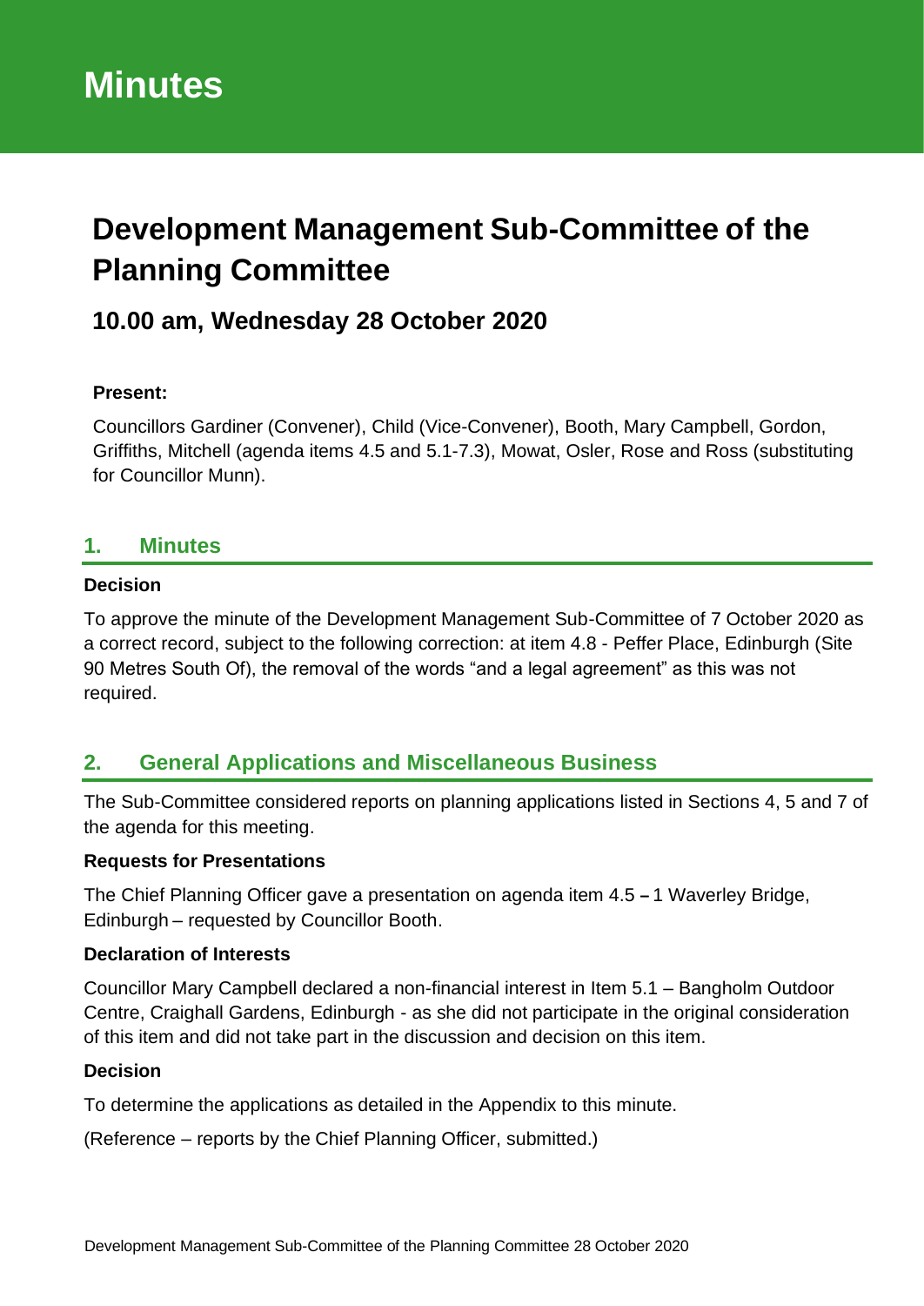# Minutes

# Development Management Sub-Committee of the Planning Committee

## 10.00 am, Wednesday 28 October 2020

**Present:**

Councillors Gardiner (Convener), Child (Vice-Convener), Booth, Mary Campbell, Gordon, Griffiths, Mitchell (agenda items 4.5 and 5.1-7.3), Mowat, Osler, Rose and Ross (substituting for Councillor Munn).

## 1. Minutes

**Decision**

To approve the minute of the Development Management Sub-Committee of 7 October 2020 as a correct record, subject to the following correction: at item 4.8 - Peffer Place, Edinburgh (Site 90 Metres South Of), the removal of the words "and a legal agreement" as this was not required.

## 2. General Applications and Miscellaneous Business

The Sub-Committee considered reports on planning applications listed in Sections 4, 5 and 7 of the agenda for this meeting.

**Requests for Presentations**

The Chief Planning Officer gave a presentation on agenda item 4.5 – 1 Waverley Bridge, Edinburgh – requested by Councillor Booth.

**Declaration of Interests**

Councillor Mary Campbell declared a non-financial interest in Item 5.1 – Bangholm Outdoor Centre, Craighall Gardens, Edinburgh - as she did not participate in the original consideration of this item and did not take part in the discussion and decision on this item.

**Decision**

To determine the applications as detailed in the Appendix to this minute.

(Reference – reports by the Chief Planning Officer, submitted.)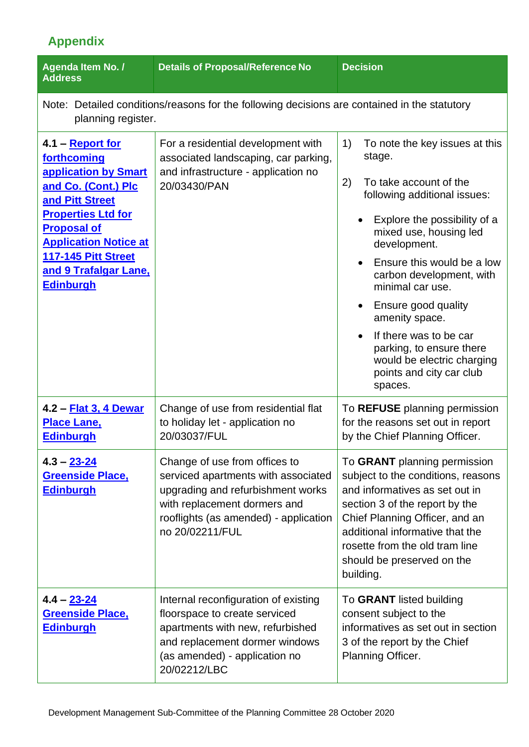## Appendix

| Agenda Item No. / Address | Details of Proposal/Reference No | Decision |
|---|---|---|
| Note: Detailed conditions/reasons for the following decisions are contained in the statutory planning register. | | |
| **4.1 – Report for forthcoming application by Smart and Co. (Cont.) Plc and Pitt Street Properties Ltd for Proposal of Application Notice at 117-145 Pitt Street and 9 Trafalgar Lane, Edinburgh** | For a residential development with associated landscaping, car parking, and infrastructure - application no 20/03430/PAN | 1) To note the key issues at this stage.<br><br>2) To take account of the following additional issues:<br><br>• Explore the possibility of a mixed use, housing led development.<br>• Ensure this would be a low carbon development, with minimal car use.<br>• Ensure good quality amenity space.<br>• If there was to be car parking, to ensure there would be electric charging points and city car club spaces. |
| **4.2 – Flat 3, 4 Dewar Place Lane, Edinburgh** | Change of use from residential flat to holiday let - application no 20/03037/FUL | To **REFUSE** planning permission for the reasons set out in report by the Chief Planning Officer. |
| **4.3 – 23-24 Greenside Place, Edinburgh** | Change of use from offices to serviced apartments with associated upgrading and refurbishment works with replacement dormers and rooflights (as amended) - application no 20/02211/FUL | To **GRANT** planning permission subject to the conditions, reasons and informatives as set out in section 3 of the report by the Chief Planning Officer, and an additional informative that the rosette from the old tram line should be preserved on the building. |
| **4.4 – 23-24 Greenside Place, Edinburgh** | Internal reconfiguration of existing floorspace to create serviced apartments with new, refurbished and replacement dormer windows (as amended) - application no 20/02212/LBC | To **GRANT** listed building consent subject to the informatives as set out in section 3 of the report by the Chief Planning Officer. |

Development Management Sub-Committee of the Planning Committee 28 October 2020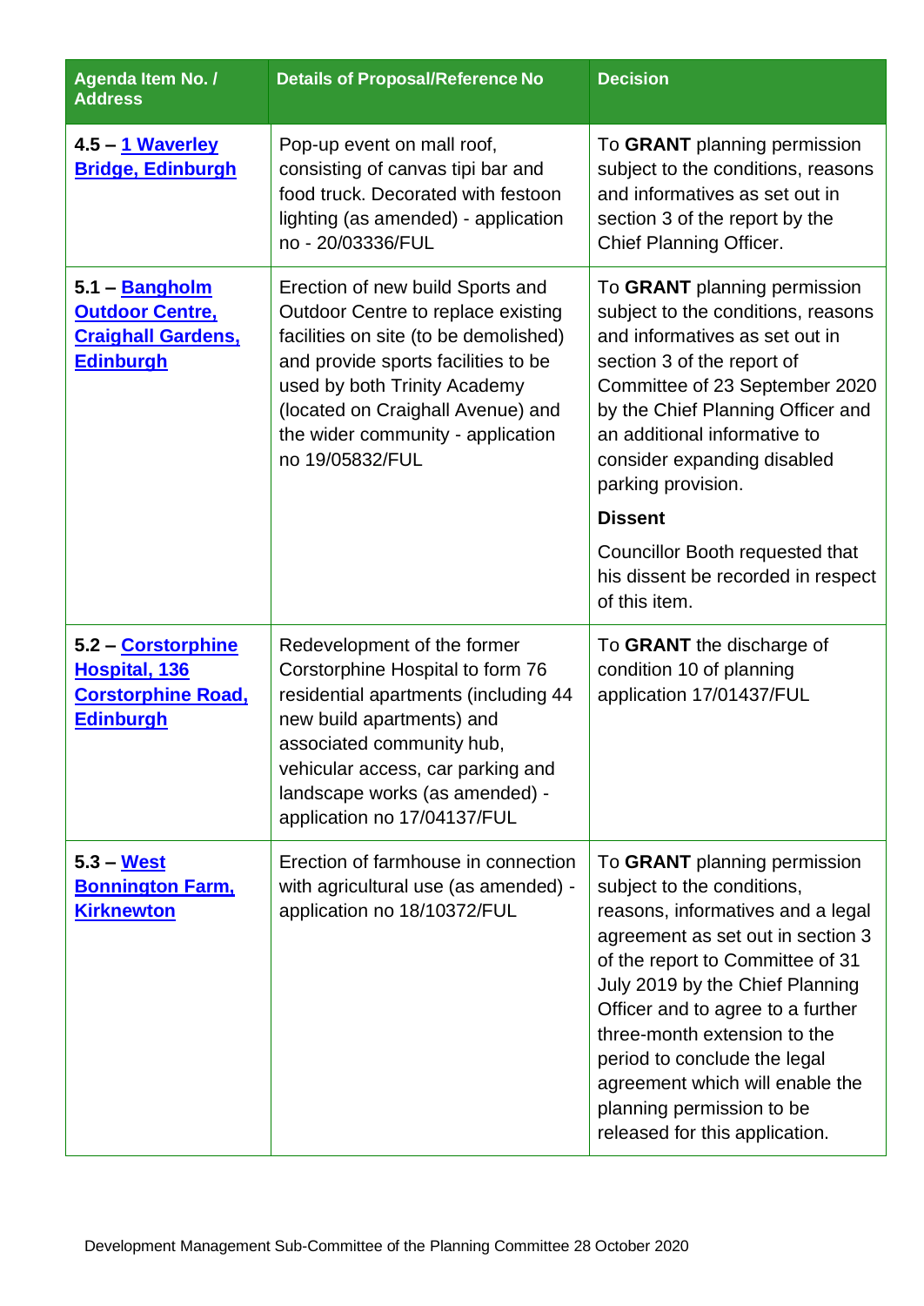| Agenda Item No. / Address | Details of Proposal/Reference No | Decision |
|---|---|---|
| **4.5 – 1 Waverley Bridge, Edinburgh** | Pop-up event on mall roof, consisting of canvas tipi bar and food truck. Decorated with festoon lighting (as amended) - application no - 20/03336/FUL | To **GRANT** planning permission subject to the conditions, reasons and informatives as set out in section 3 of the report by the Chief Planning Officer. |
| **5.1 – Bangholm Outdoor Centre, Craighall Gardens, Edinburgh** | Erection of new build Sports and Outdoor Centre to replace existing facilities on site (to be demolished) and provide sports facilities to be used by both Trinity Academy (located on Craighall Avenue) and the wider community - application no 19/05832/FUL | To **GRANT** planning permission subject to the conditions, reasons and informatives as set out in section 3 of the report of Committee of 23 September 2020 by the Chief Planning Officer and an additional informative to consider expanding disabled parking provision.<br><br>**Dissent**<br><br>Councillor Booth requested that his dissent be recorded in respect of this item. |
| **5.2 – Corstorphine Hospital, 136 Corstorphine Road, Edinburgh** | Redevelopment of the former Corstorphine Hospital to form 76 residential apartments (including 44 new build apartments) and associated community hub, vehicular access, car parking and landscape works (as amended) - application no 17/04137/FUL | To **GRANT** the discharge of condition 10 of planning application 17/01437/FUL |
| **5.3 – West Bonnington Farm, Kirknewton** | Erection of farmhouse in connection with agricultural use (as amended) - application no 18/10372/FUL | To **GRANT** planning permission subject to the conditions, reasons, informatives and a legal agreement as set out in section 3 of the report to Committee of 31 July 2019 by the Chief Planning Officer and to agree to a further three-month extension to the period to conclude the legal agreement which will enable the planning permission to be released for this application. |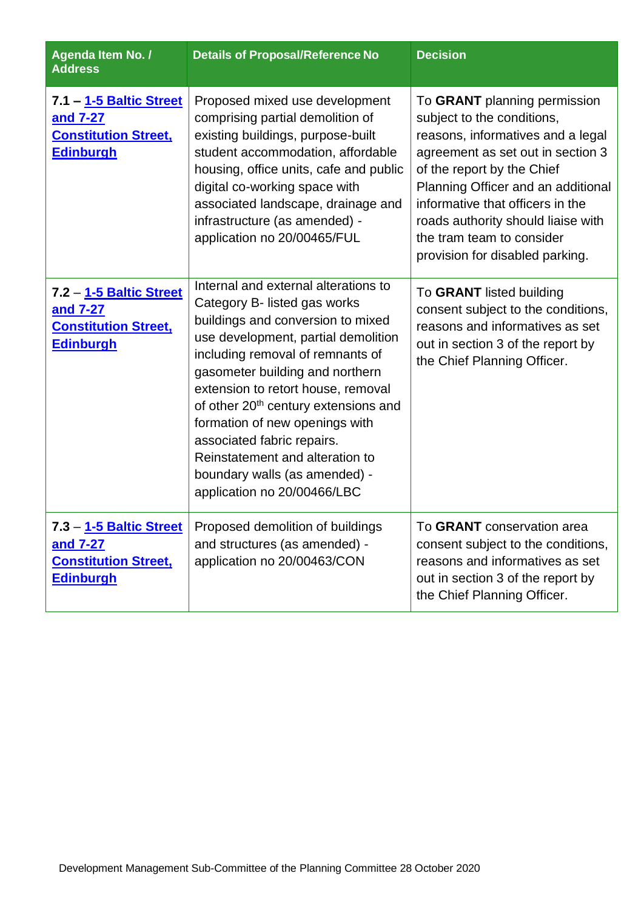| Agenda Item No. / Address | Details of Proposal/Reference No | Decision |
|---|---|---|
| **7.1 – 1-5 Baltic Street and 7-27 Constitution Street, Edinburgh** | Proposed mixed use development comprising partial demolition of existing buildings, purpose-built student accommodation, affordable housing, office units, cafe and public digital co-working space with associated landscape, drainage and infrastructure (as amended) - application no 20/00465/FUL | To **GRANT** planning permission subject to the conditions, reasons, informatives and a legal agreement as set out in section 3 of the report by the Chief Planning Officer and an additional informative that officers in the roads authority should liaise with the tram team to consider provision for disabled parking. |
| **7.2** – **1-5 Baltic Street and 7-27 Constitution Street, Edinburgh** | Internal and external alterations to Category B- listed gas works buildings and conversion to mixed use development, partial demolition including removal of remnants of gasometer building and northern extension to retort house, removal of other 20th century extensions and formation of new openings with associated fabric repairs. Reinstatement and alteration to boundary walls (as amended) - application no 20/00466/LBC | To **GRANT** listed building consent subject to the conditions, reasons and informatives as set out in section 3 of the report by the Chief Planning Officer. |
| **7.3** – **1-5 Baltic Street and 7-27 Constitution Street, Edinburgh** | Proposed demolition of buildings and structures (as amended) - application no 20/00463/CON | To **GRANT** conservation area consent subject to the conditions, reasons and informatives as set out in section 3 of the report by the Chief Planning Officer. |